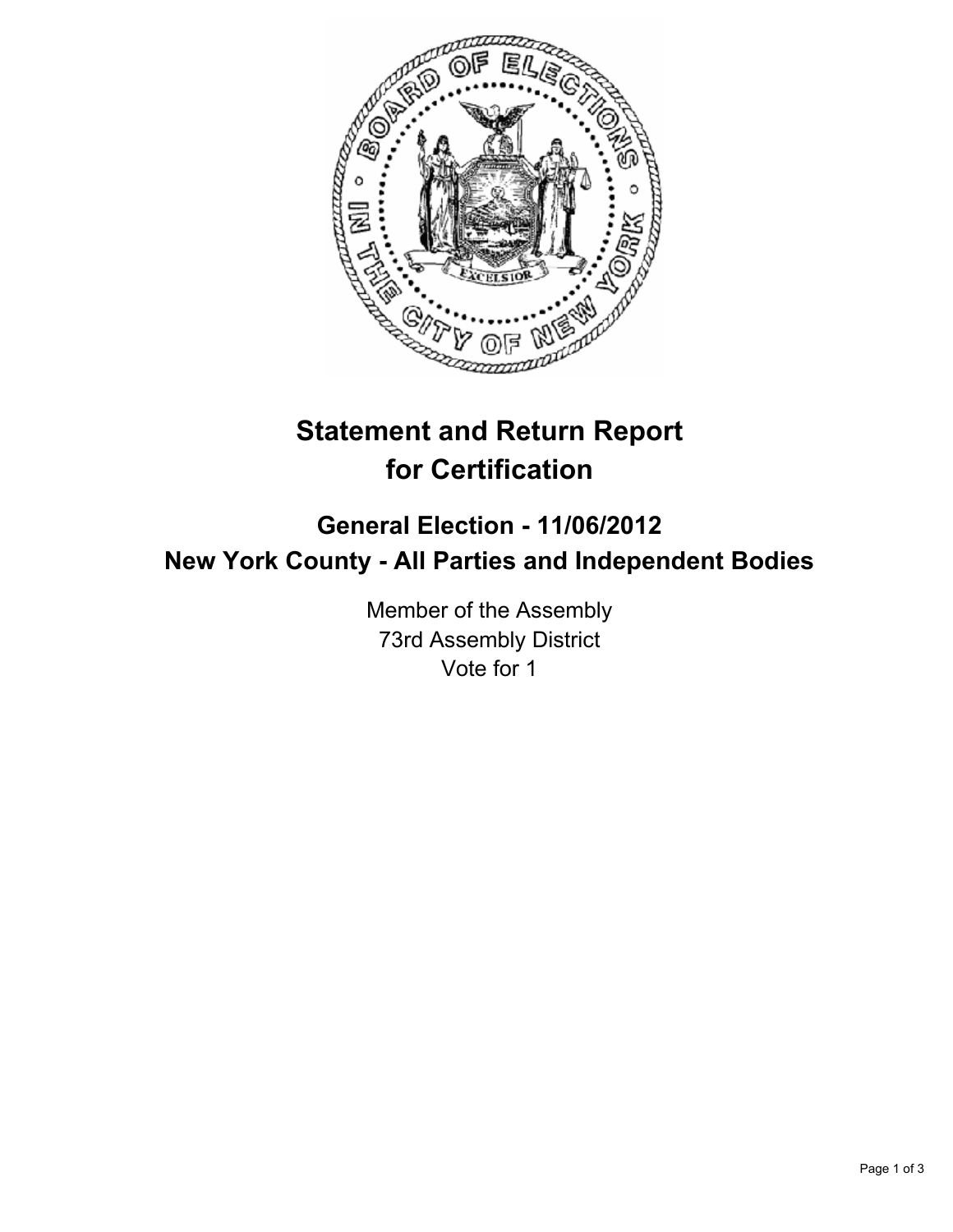# Statement and Return Report for Certification

## General Election - 11/06/2012
## New York County - All Parties and Independent Bodies

Member of the Assembly
73rd Assembly District
Vote for 1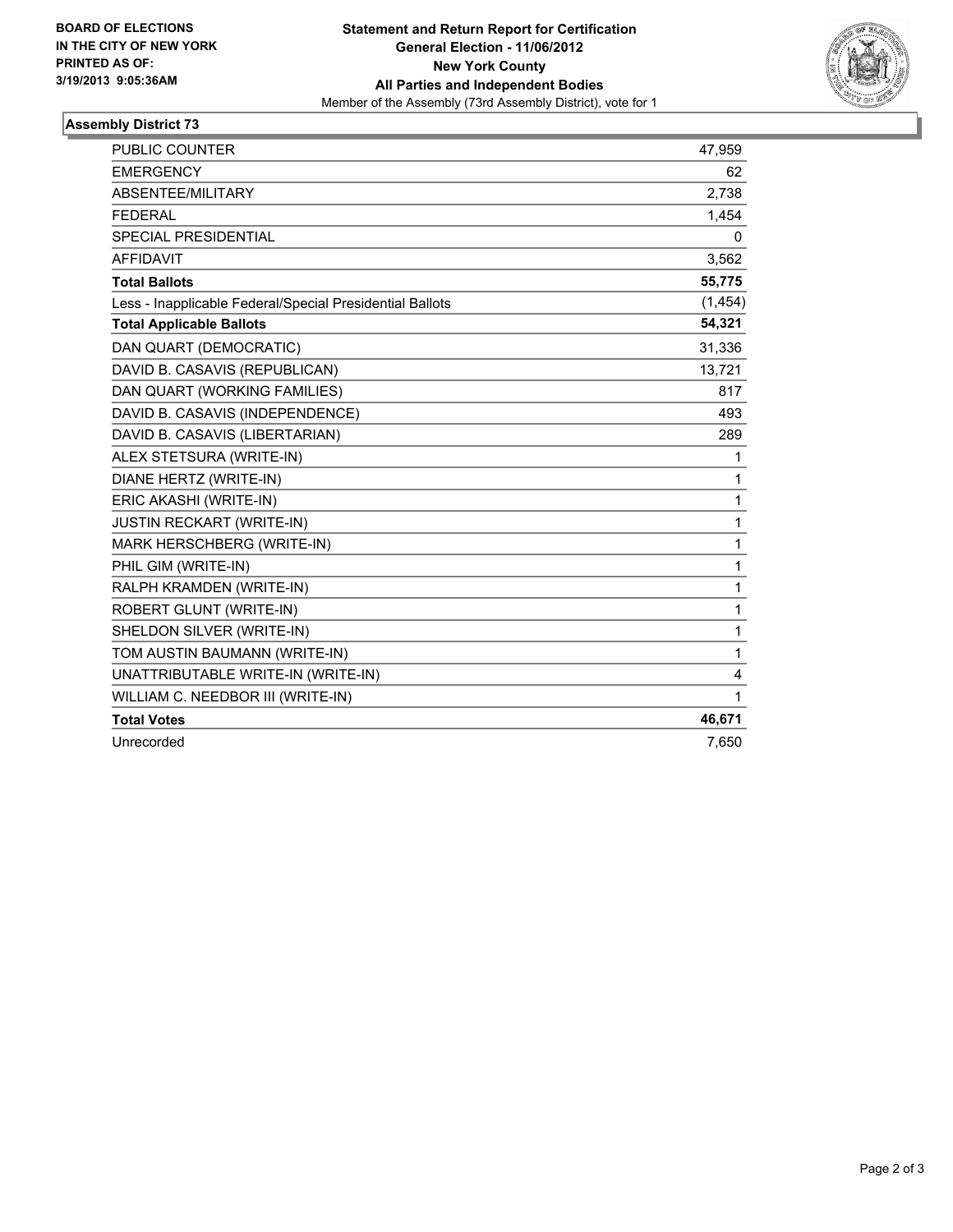**BOARD OF ELECTIONS IN THE CITY OF NEW YORK PRINTED AS OF: 3/19/2013 9:05:36AM**

**Statement and Return Report for Certification**
**General Election - 11/06/2012**
**New York County**
**All Parties and Independent Bodies**
Member of the Assembly (73rd Assembly District), vote for 1

## Assembly District 73

| | |
|---|---|
| PUBLIC COUNTER | 47,959 |
| EMERGENCY | 62 |
| ABSENTEE/MILITARY | 2,738 |
| FEDERAL | 1,454 |
| SPECIAL PRESIDENTIAL | 0 |
| AFFIDAVIT | 3,562 |
| **Total Ballots** | **55,775** |
| Less - Inapplicable Federal/Special Presidential Ballots | (1,454) |
| **Total Applicable Ballots** | **54,321** |
| DAN QUART (DEMOCRATIC) | 31,336 |
| DAVID B. CASAVIS (REPUBLICAN) | 13,721 |
| DAN QUART (WORKING FAMILIES) | 817 |
| DAVID B. CASAVIS (INDEPENDENCE) | 493 |
| DAVID B. CASAVIS (LIBERTARIAN) | 289 |
| ALEX STETSURA (WRITE-IN) | 1 |
| DIANE HERTZ (WRITE-IN) | 1 |
| ERIC AKASHI (WRITE-IN) | 1 |
| JUSTIN RECKART (WRITE-IN) | 1 |
| MARK HERSCHBERG (WRITE-IN) | 1 |
| PHIL GIM (WRITE-IN) | 1 |
| RALPH KRAMDEN (WRITE-IN) | 1 |
| ROBERT GLUNT (WRITE-IN) | 1 |
| SHELDON SILVER (WRITE-IN) | 1 |
| TOM AUSTIN BAUMANN (WRITE-IN) | 1 |
| UNATTRIBUTABLE WRITE-IN (WRITE-IN) | 4 |
| WILLIAM C. NEEDBOR III (WRITE-IN) | 1 |
| **Total Votes** | **46,671** |
| Unrecorded | 7,650 |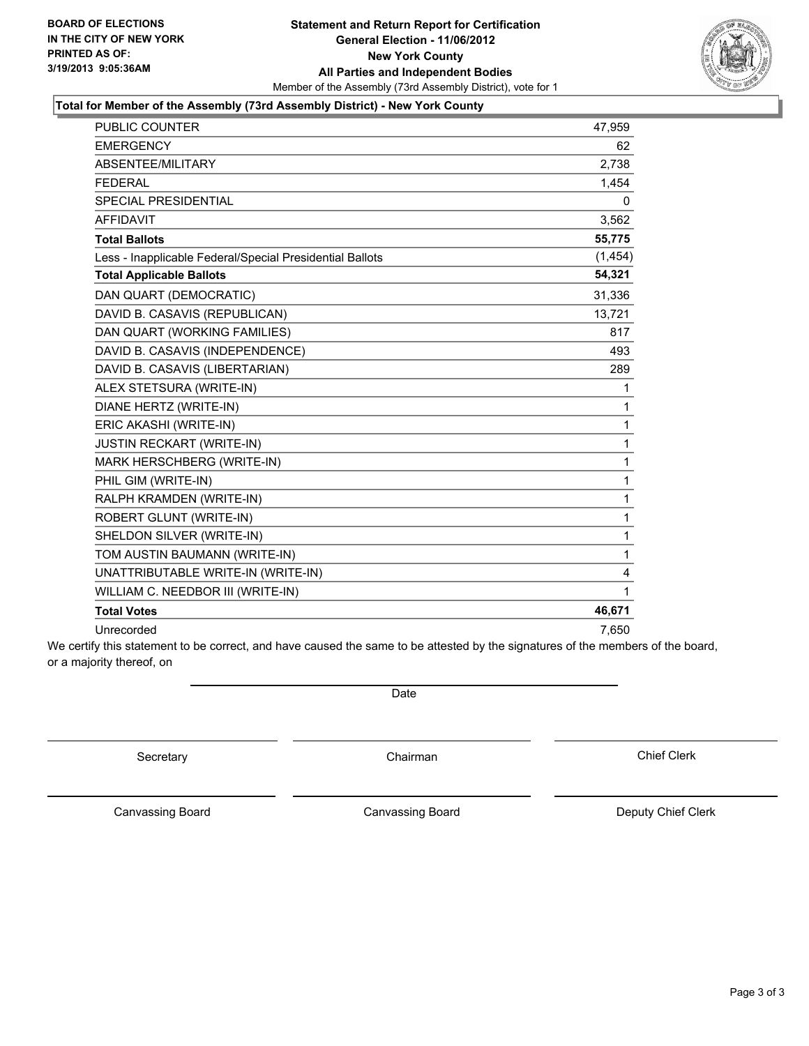**BOARD OF ELECTIONS IN THE CITY OF NEW YORK PRINTED AS OF: 3/19/2013 9:05:36AM**

# Statement and Return Report for Certification
## General Election - 11/06/2012
## New York County
## All Parties and Independent Bodies

Member of the Assembly (73rd Assembly District), vote for 1

### Total for Member of the Assembly (73rd Assembly District) - New York County

| | |
|---|---|
| PUBLIC COUNTER | 47,959 |
| EMERGENCY | 62 |
| ABSENTEE/MILITARY | 2,738 |
| FEDERAL | 1,454 |
| SPECIAL PRESIDENTIAL | 0 |
| AFFIDAVIT | 3,562 |
| **Total Ballots** | **55,775** |
| Less - Inapplicable Federal/Special Presidential Ballots | (1,454) |
| **Total Applicable Ballots** | **54,321** |
| DAN QUART (DEMOCRATIC) | 31,336 |
| DAVID B. CASAVIS (REPUBLICAN) | 13,721 |
| DAN QUART (WORKING FAMILIES) | 817 |
| DAVID B. CASAVIS (INDEPENDENCE) | 493 |
| DAVID B. CASAVIS (LIBERTARIAN) | 289 |
| ALEX STETSURA (WRITE-IN) | 1 |
| DIANE HERTZ (WRITE-IN) | 1 |
| ERIC AKASHI (WRITE-IN) | 1 |
| JUSTIN RECKART (WRITE-IN) | 1 |
| MARK HERSCHBERG (WRITE-IN) | 1 |
| PHIL GIM (WRITE-IN) | 1 |
| RALPH KRAMDEN (WRITE-IN) | 1 |
| ROBERT GLUNT (WRITE-IN) | 1 |
| SHELDON SILVER (WRITE-IN) | 1 |
| TOM AUSTIN BAUMANN (WRITE-IN) | 1 |
| UNATTRIBUTABLE WRITE-IN (WRITE-IN) | 4 |
| WILLIAM C. NEEDBOR III (WRITE-IN) | 1 |
| **Total Votes** | **46,671** |
| Unrecorded | 7,650 |

We certify this statement to be correct, and have caused the same to be attested by the signatures of the members of the board, or a majority thereof, on

Date

Secretary | Chairman | Chief Clerk

Canvassing Board | Canvassing Board | Deputy Chief Clerk